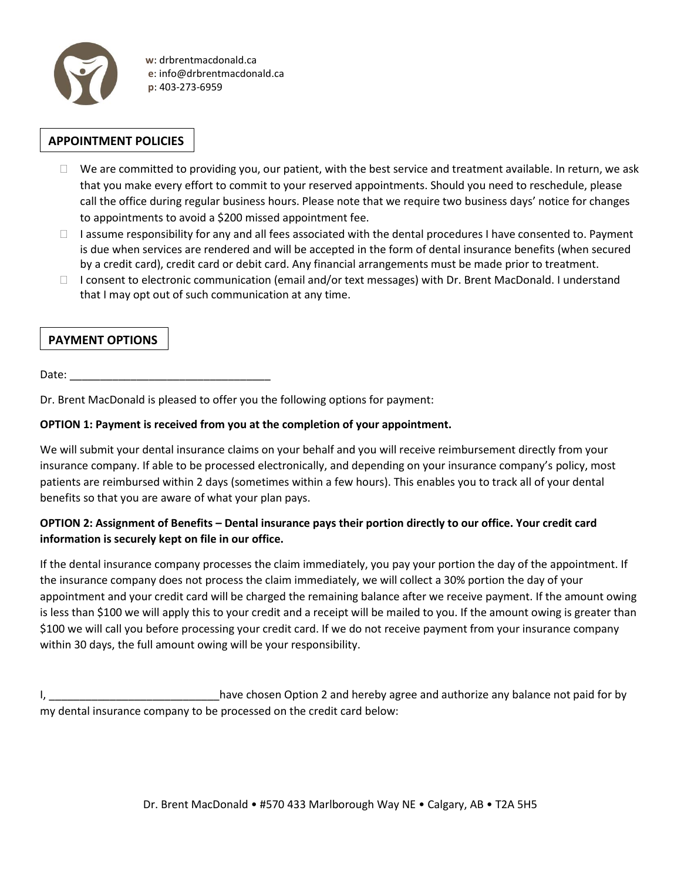**w**: drbrentmacdonald.ca
**e**: info@drbrentmacdonald.ca
**p**: 403-273-6959

## APPOINTMENT POLICIES

- ☐ We are committed to providing you, our patient, with the best service and treatment available. In return, we ask that you make every effort to commit to your reserved appointments. Should you need to reschedule, please call the office during regular business hours. Please note that we require two business days' notice for changes to appointments to avoid a $200 missed appointment fee.
- ☐ I assume responsibility for any and all fees associated with the dental procedures I have consented to. Payment is due when services are rendered and will be accepted in the form of dental insurance benefits (when secured by a credit card), credit card or debit card. Any financial arrangements must be made prior to treatment.
- ☐ I consent to electronic communication (email and/or text messages) with Dr. Brent MacDonald. I understand that I may opt out of such communication at any time.

## PAYMENT OPTIONS

Date: ________________________________

Dr. Brent MacDonald is pleased to offer you the following options for payment:

**OPTION 1: Payment is received from you at the completion of your appointment.**

We will submit your dental insurance claims on your behalf and you will receive reimbursement directly from your insurance company. If able to be processed electronically, and depending on your insurance company's policy, most patients are reimbursed within 2 days (sometimes within a few hours). This enables you to track all of your dental benefits so that you are aware of what your plan pays.

**OPTION 2: Assignment of Benefits – Dental insurance pays their portion directly to our office. Your credit card information is securely kept on file in our office.**

If the dental insurance company processes the claim immediately, you pay your portion the day of the appointment. If the insurance company does not process the claim immediately, we will collect a 30% portion the day of your appointment and your credit card will be charged the remaining balance after we receive payment. If the amount owing is less than $100 we will apply this to your credit and a receipt will be mailed to you. If the amount owing is greater than $100 we will call you before processing your credit card. If we do not receive payment from your insurance company within 30 days, the full amount owing will be your responsibility.

I, ____________________________have chosen Option 2 and hereby agree and authorize any balance not paid for by my dental insurance company to be processed on the credit card below:

Dr. Brent MacDonald • #570 433 Marlborough Way NE • Calgary, AB • T2A 5H5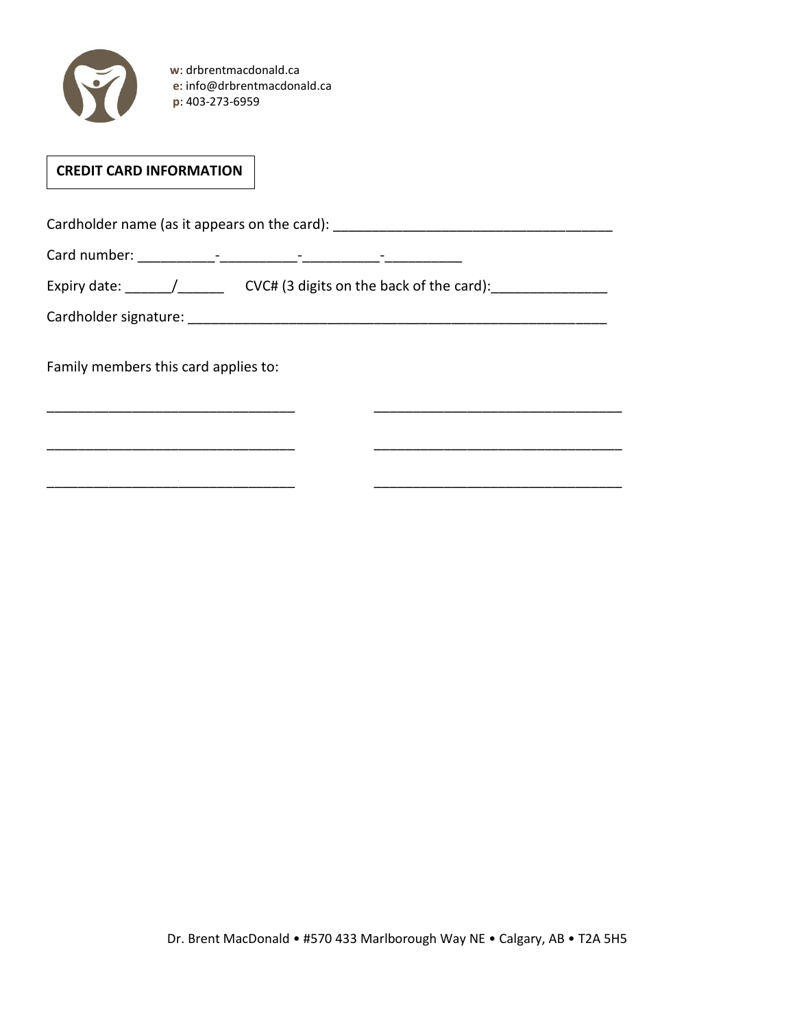w: drbrentmacdonald.ca
e: info@drbrentmacdonald.ca
p: 403-273-6959

**CREDIT CARD INFORMATION**

Cardholder name (as it appears on the card): ____________________________________

Card number: __________-__________-__________-__________

Expiry date: ______/______ CVC# (3 digits on the back of the card):_______________

Cardholder signature: ________________________________________________________

Family members this card applies to:

________________________________ ________________________________

________________________________ ________________________________

________________________________ ________________________________

Dr. Brent MacDonald • #570 433 Marlborough Way NE • Calgary, AB • T2A 5H5